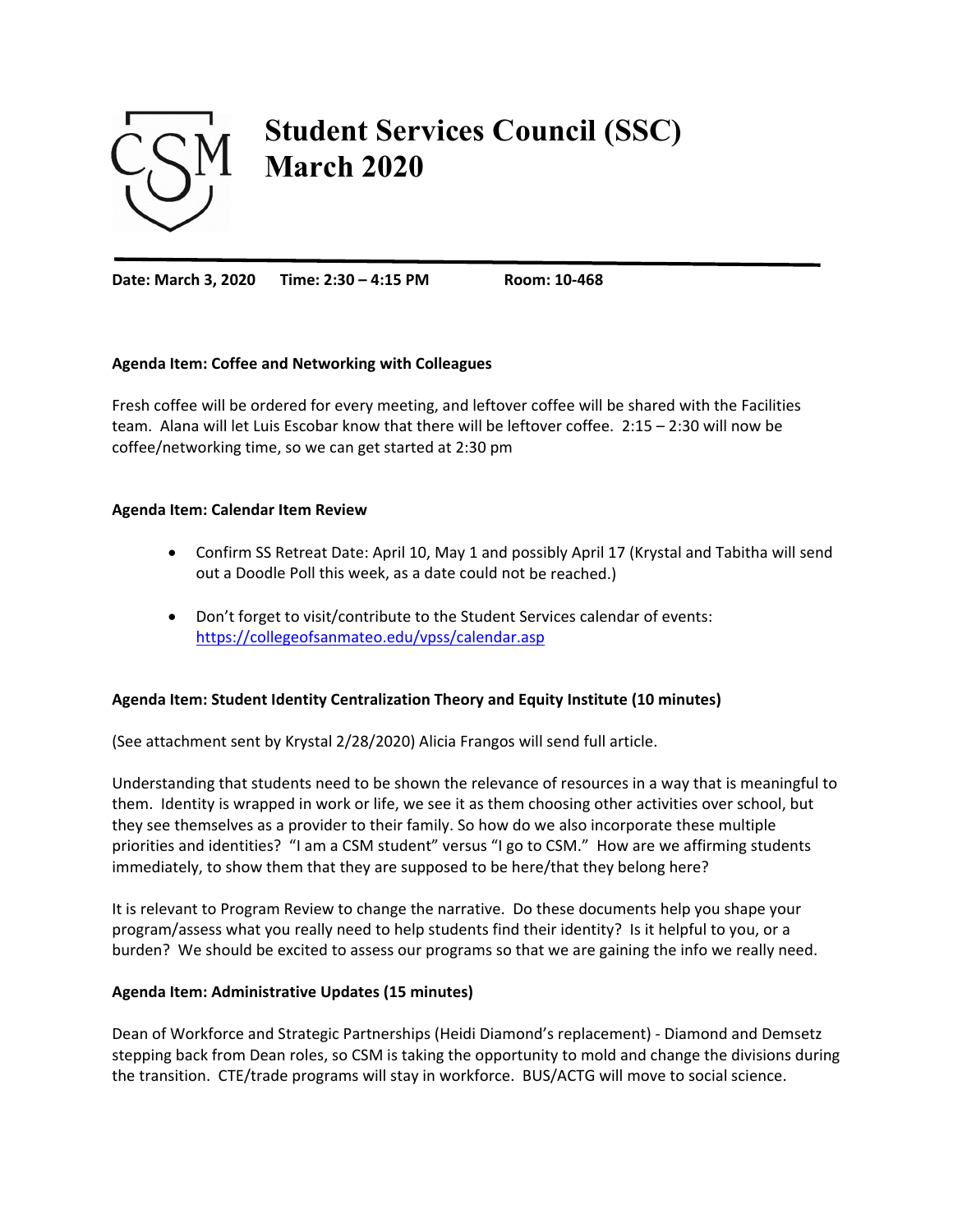# Student Services Council (SSC) March 2020

**Date: March 3, 2020 Time: 2:30 – 4:15 PM Room: 10-468**

**Agenda Item: Coffee and Networking with Colleagues**

Fresh coffee will be ordered for every meeting, and leftover coffee will be shared with the Facilities team. Alana will let Luis Escobar know that there will be leftover coffee. 2:15 – 2:30 will now be coffee/networking time, so we can get started at 2:30 pm

**Agenda Item: Calendar Item Review**

- Confirm SS Retreat Date: April 10, May 1 and possibly April 17 (Krystal and Tabitha will send out a Doodle Poll this week, as a date could not be reached.)
- Don't forget to visit/contribute to the Student Services calendar of events: [https://collegeofsanmateo.edu/vpss/calendar.asp](https://collegeofsanmateo.edu/vpss/calendar.asp)

**Agenda Item: Student Identity Centralization Theory and Equity Institute (10 minutes)**

(See attachment sent by Krystal 2/28/2020) Alicia Frangos will send full article.

Understanding that students need to be shown the relevance of resources in a way that is meaningful to them. Identity is wrapped in work or life, we see it as them choosing other activities over school, but they see themselves as a provider to their family. So how do we also incorporate these multiple priorities and identities? "I am a CSM student" versus "I go to CSM." How are we affirming students immediately, to show them that they are supposed to be here/that they belong here?

It is relevant to Program Review to change the narrative. Do these documents help you shape your program/assess what you really need to help students find their identity? Is it helpful to you, or a burden? We should be excited to assess our programs so that we are gaining the info we really need.

**Agenda Item: Administrative Updates (15 minutes)**

Dean of Workforce and Strategic Partnerships (Heidi Diamond's replacement) - Diamond and Demsetz stepping back from Dean roles, so CSM is taking the opportunity to mold and change the divisions during the transition. CTE/trade programs will stay in workforce. BUS/ACTG will move to social science.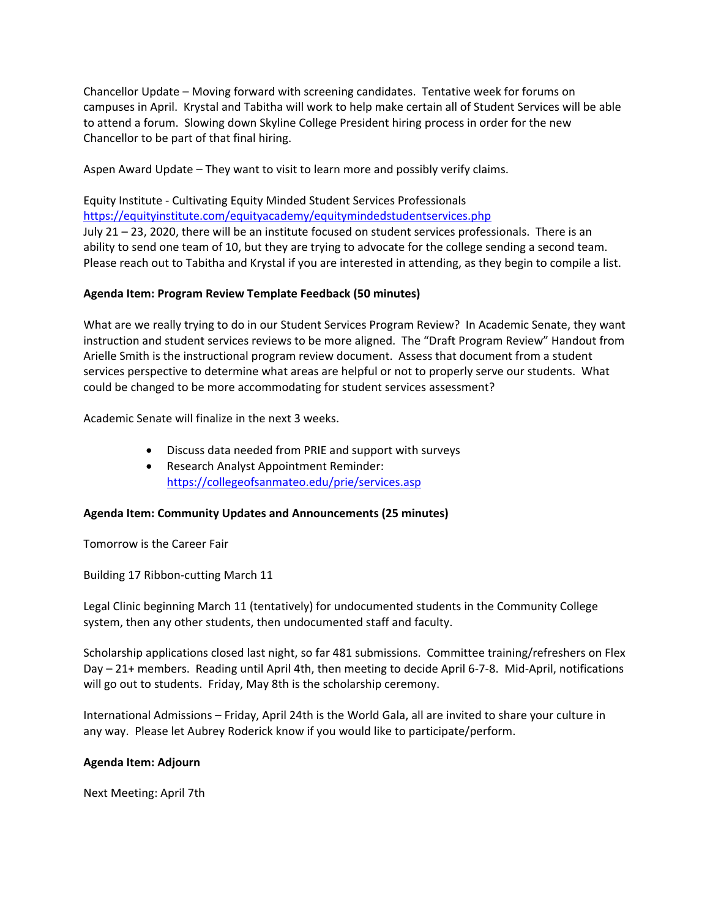Chancellor Update – Moving forward with screening candidates. Tentative week for forums on campuses in April. Krystal and Tabitha will work to help make certain all of Student Services will be able to attend a forum. Slowing down Skyline College President hiring process in order for the new Chancellor to be part of that final hiring.

Aspen Award Update – They want to visit to learn more and possibly verify claims.

Equity Institute - Cultivating Equity Minded Student Services Professionals
https://equityinstitute.com/equityacademy/equitymindedstudentservices.php
July 21 – 23, 2020, there will be an institute focused on student services professionals. There is an ability to send one team of 10, but they are trying to advocate for the college sending a second team. Please reach out to Tabitha and Krystal if you are interested in attending, as they begin to compile a list.

**Agenda Item: Program Review Template Feedback (50 minutes)**

What are we really trying to do in our Student Services Program Review? In Academic Senate, they want instruction and student services reviews to be more aligned. The "Draft Program Review" Handout from Arielle Smith is the instructional program review document. Assess that document from a student services perspective to determine what areas are helpful or not to properly serve our students. What could be changed to be more accommodating for student services assessment?

Academic Senate will finalize in the next 3 weeks.

- Discuss data needed from PRIE and support with surveys
- Research Analyst Appointment Reminder: https://collegeofsanmateo.edu/prie/services.asp

**Agenda Item: Community Updates and Announcements (25 minutes)**

Tomorrow is the Career Fair

Building 17 Ribbon-cutting March 11

Legal Clinic beginning March 11 (tentatively) for undocumented students in the Community College system, then any other students, then undocumented staff and faculty.

Scholarship applications closed last night, so far 481 submissions. Committee training/refreshers on Flex Day – 21+ members. Reading until April 4th, then meeting to decide April 6-7-8. Mid-April, notifications will go out to students. Friday, May 8th is the scholarship ceremony.

International Admissions – Friday, April 24th is the World Gala, all are invited to share your culture in any way. Please let Aubrey Roderick know if you would like to participate/perform.

**Agenda Item: Adjourn**

Next Meeting: April 7th